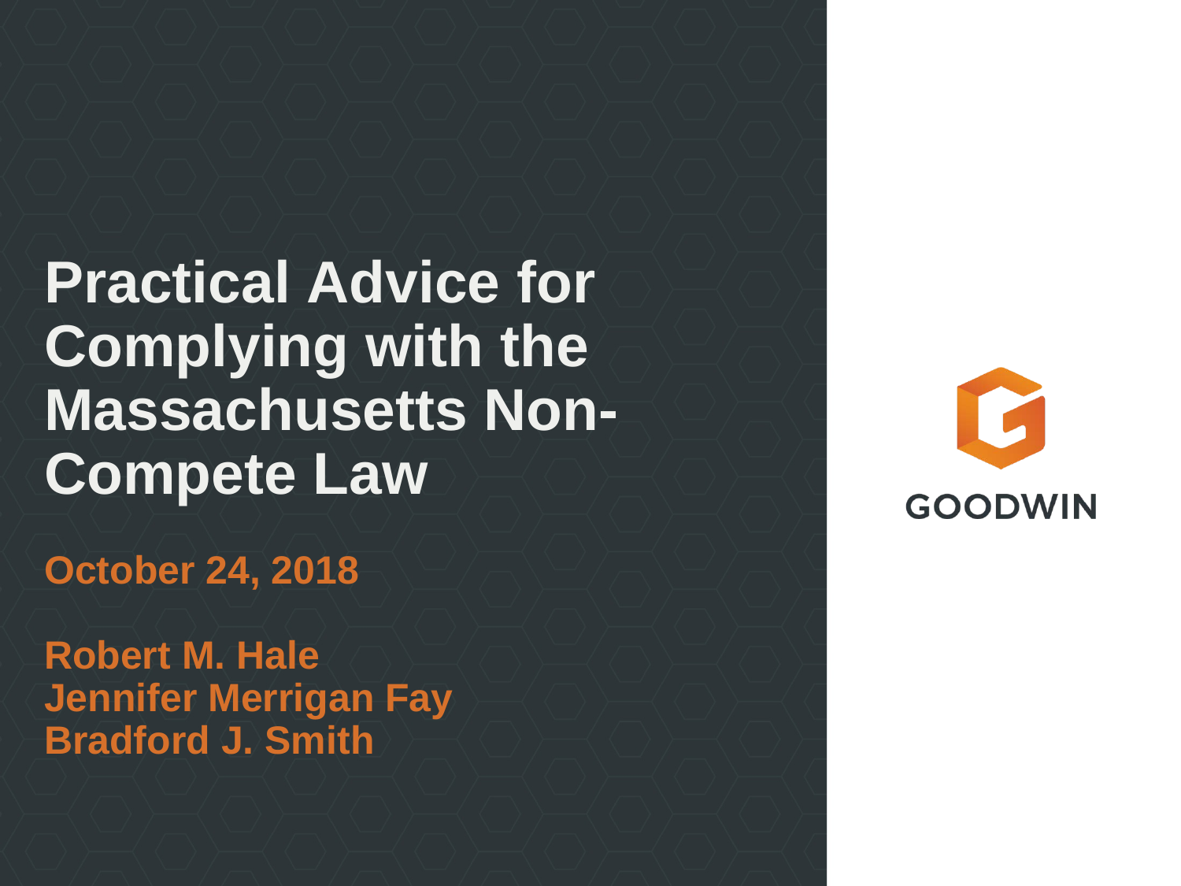# Practical Advice for Complying with the Massachusetts Non-Compete Law

**October 24, 2018**

**Robert M. Hale**
**Jennifer Merrigan Fay**
**Bradford J. Smith**

GOODWIN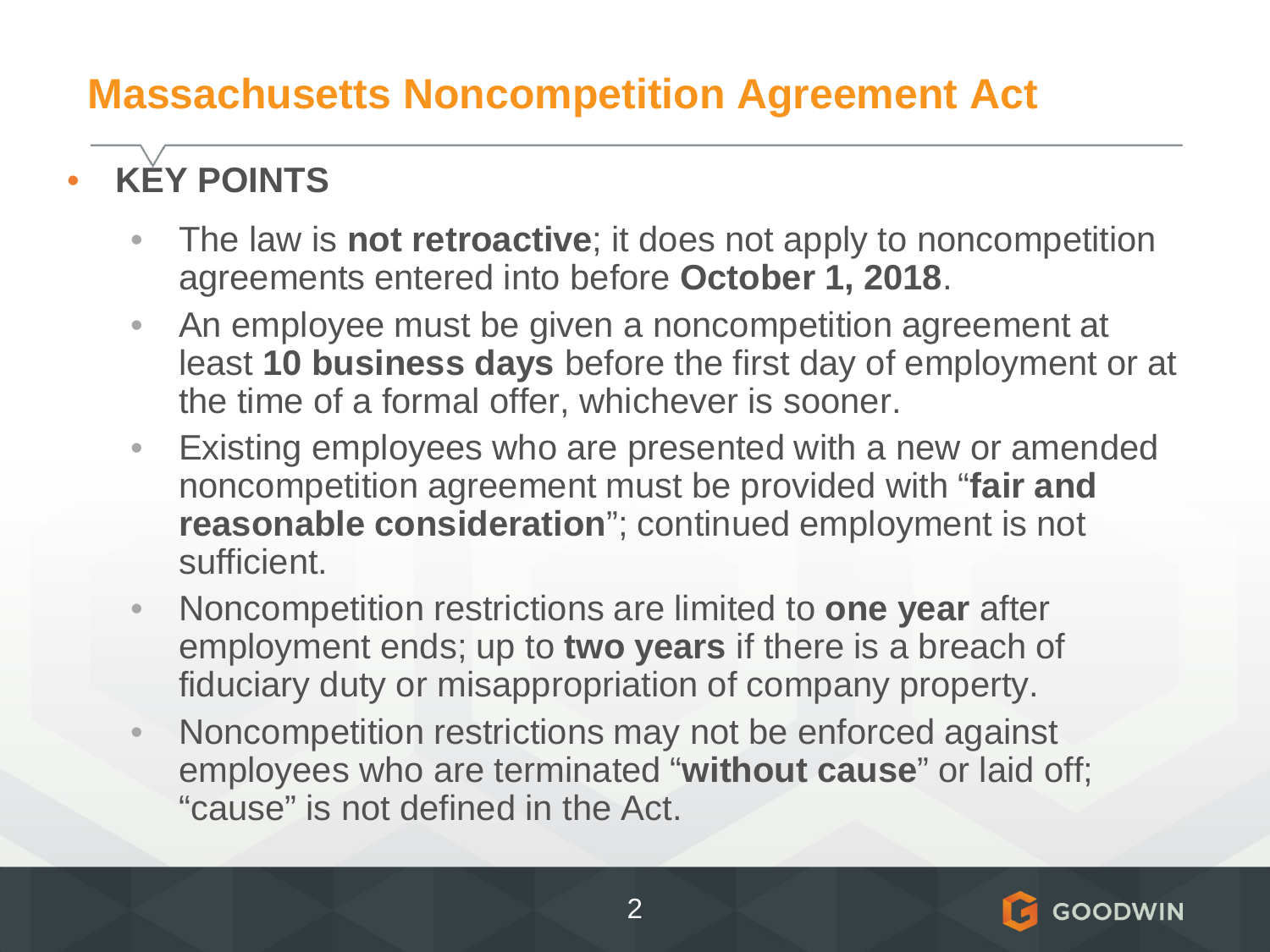# Massachusetts Noncompetition Agreement Act

- **KEY POINTS**
  - The law is **not retroactive**; it does not apply to noncompetition agreements entered into before **October 1, 2018**.
  - An employee must be given a noncompetition agreement at least **10 business days** before the first day of employment or at the time of a formal offer, whichever is sooner.
  - Existing employees who are presented with a new or amended noncompetition agreement must be provided with "**fair and reasonable consideration**"; continued employment is not sufficient.
  - Noncompetition restrictions are limited to **one year** after employment ends; up to **two years** if there is a breach of fiduciary duty or misappropriation of company property.
  - Noncompetition restrictions may not be enforced against employees who are terminated "**without cause**" or laid off; "cause" is not defined in the Act.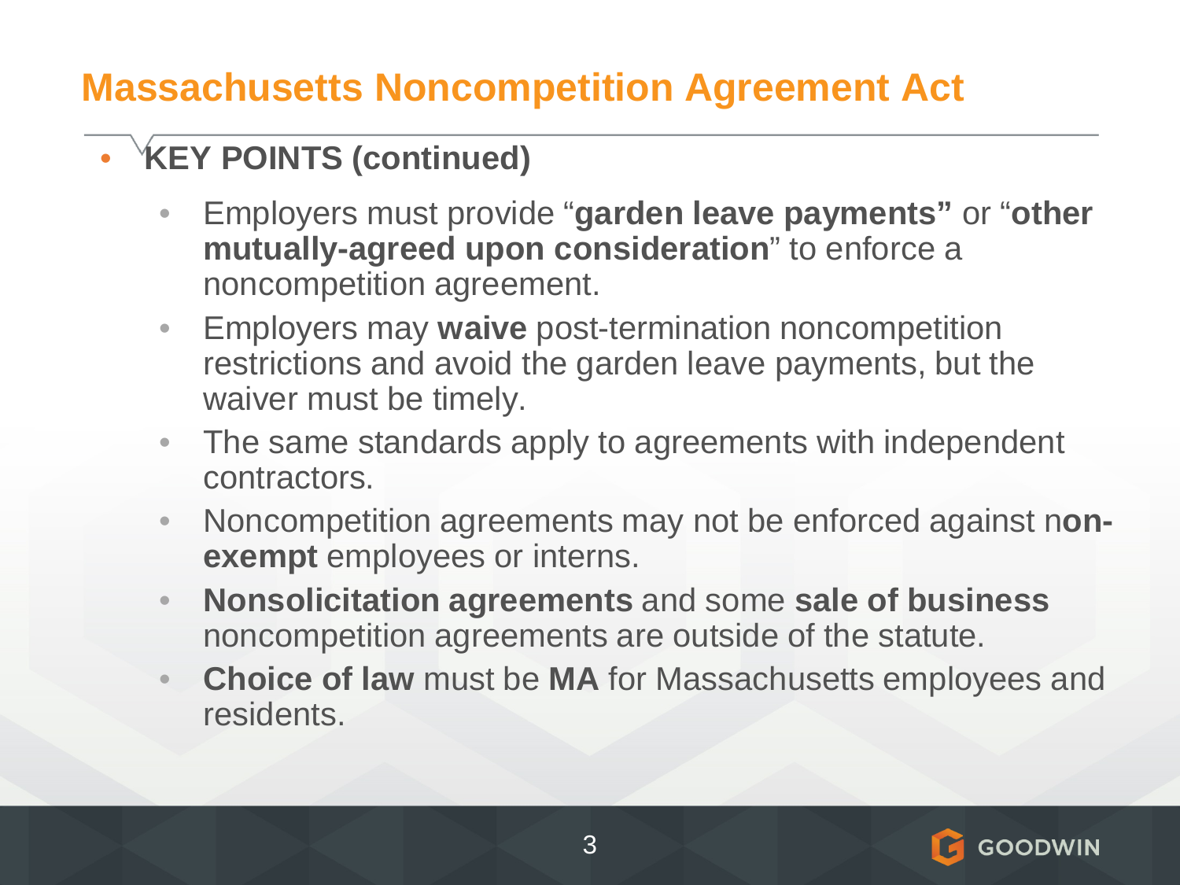# Massachusetts Noncompetition Agreement Act

- **KEY POINTS (continued)**
  - Employers must provide "**garden leave payments"** or "**other mutually-agreed upon consideration**" to enforce a noncompetition agreement.
  - Employers may **waive** post-termination noncompetition restrictions and avoid the garden leave payments, but the waiver must be timely.
  - The same standards apply to agreements with independent contractors.
  - Noncompetition agreements may not be enforced against n**on-exempt** employees or interns.
  - **Nonsolicitation agreements** and some **sale of business** noncompetition agreements are outside of the statute.
  - **Choice of law** must be **MA** for Massachusetts employees and residents.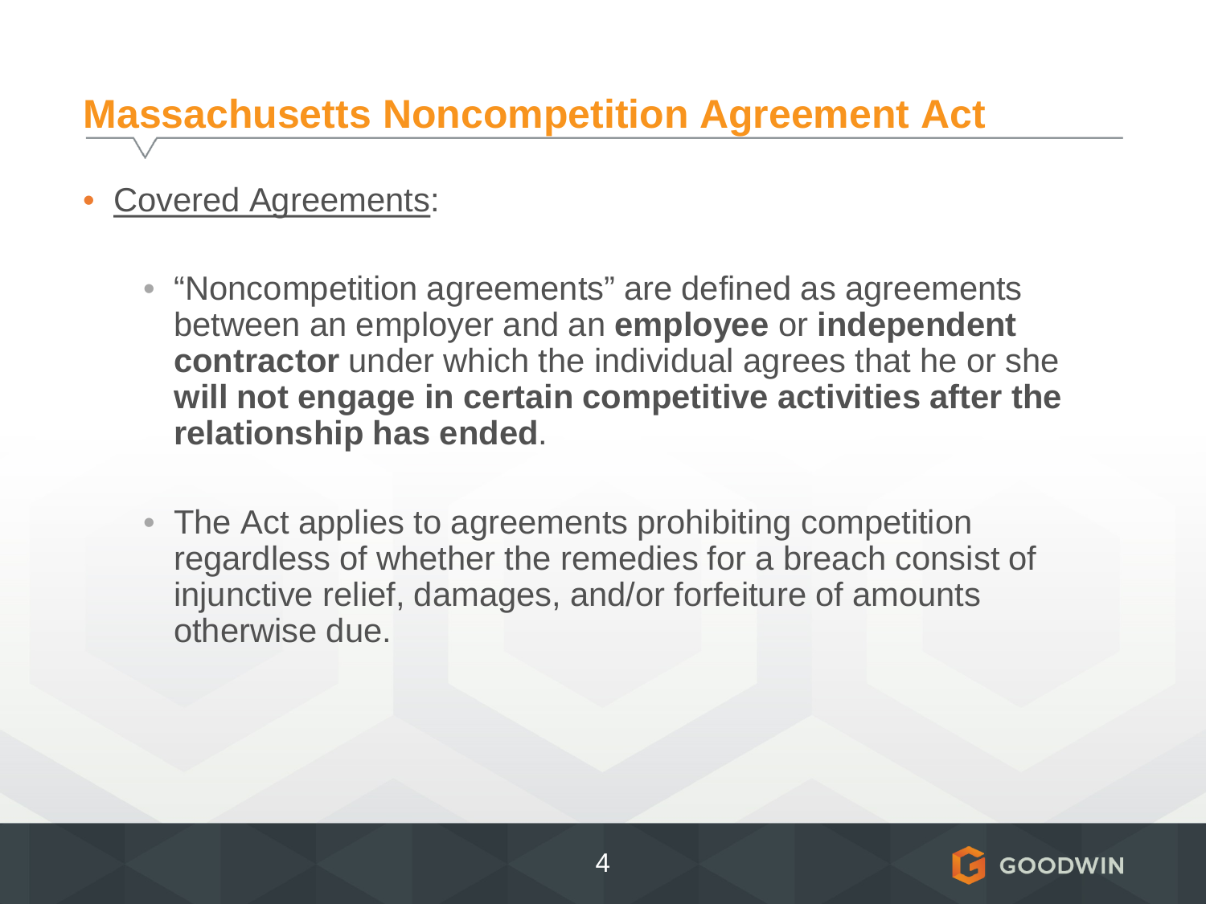## Massachusetts Noncompetition Agreement Act

- Covered Agreements:
  - "Noncompetition agreements" are defined as agreements between an employer and an **employee** or **independent contractor** under which the individual agrees that he or she **will not engage in certain competitive activities after the relationship has ended**.
  - The Act applies to agreements prohibiting competition regardless of whether the remedies for a breach consist of injunctive relief, damages, and/or forfeiture of amounts otherwise due.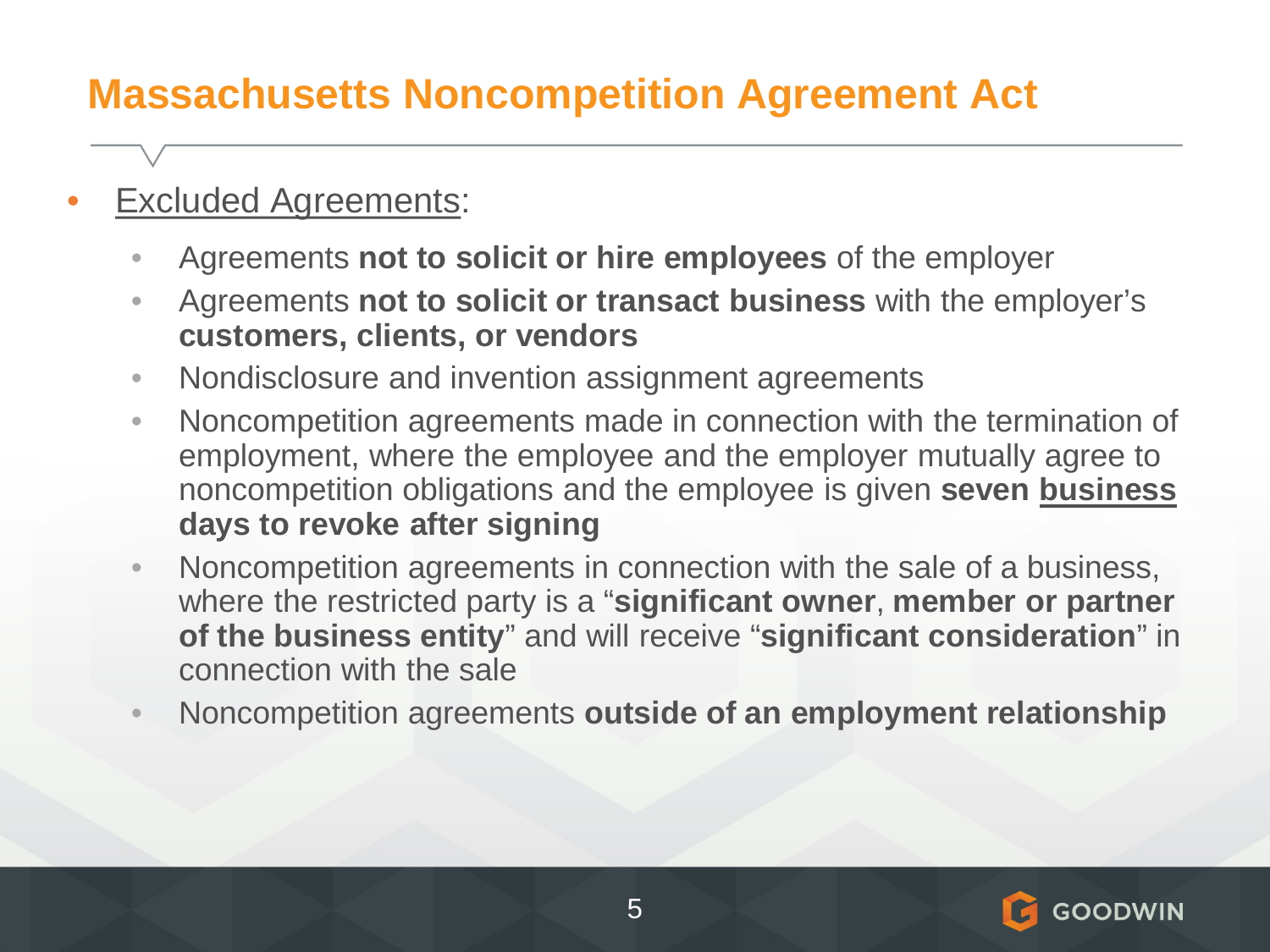# Massachusetts Noncompetition Agreement Act

- Excluded Agreements:
  - Agreements **not to solicit or hire employees** of the employer
  - Agreements **not to solicit or transact business** with the employer's **customers, clients, or vendors**
  - Nondisclosure and invention assignment agreements
  - Noncompetition agreements made in connection with the termination of employment, where the employee and the employer mutually agree to noncompetition obligations and the employee is given **seven business days to revoke after signing**
  - Noncompetition agreements in connection with the sale of a business, where the restricted party is a "**significant owner**, **member or partner of the business entity**" and will receive "**significant consideration**" in connection with the sale
  - Noncompetition agreements **outside of an employment relationship**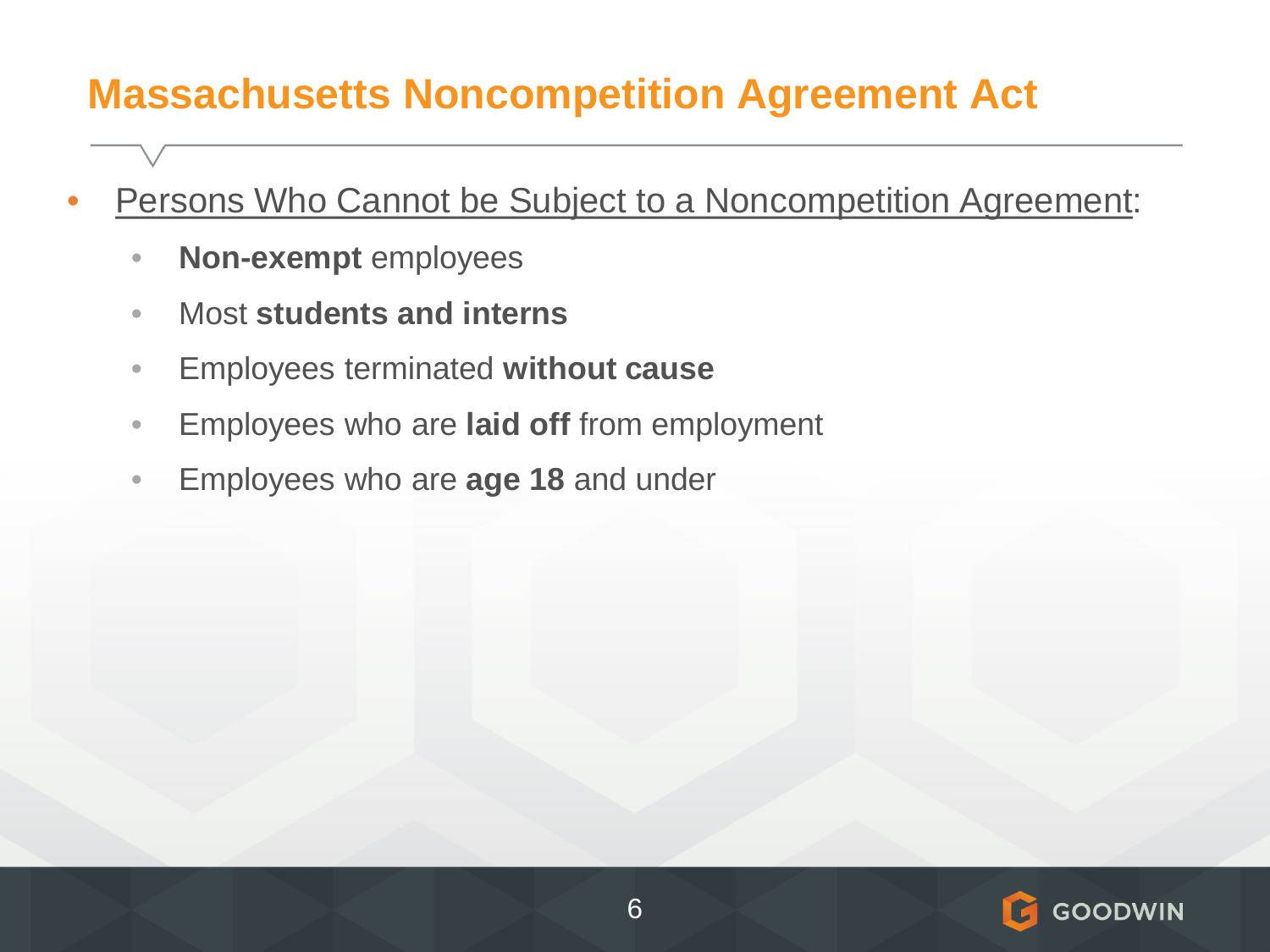# Massachusetts Noncompetition Agreement Act

- Persons Who Cannot be Subject to a Noncompetition Agreement:
  - **Non-exempt** employees
  - Most **students and interns**
  - Employees terminated **without cause**
  - Employees who are **laid off** from employment
  - Employees who are **age 18** and under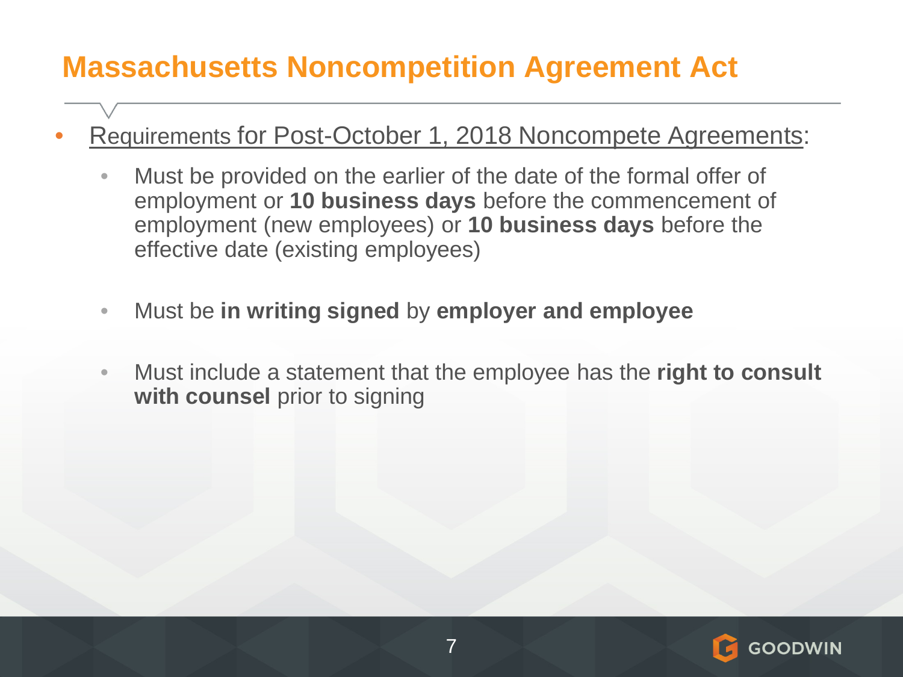# Massachusetts Noncompetition Agreement Act

- Requirements for Post-October 1, 2018 Noncompete Agreements:
  - Must be provided on the earlier of the date of the formal offer of employment or **10 business days** before the commencement of employment (new employees) or **10 business days** before the effective date (existing employees)
  - Must be **in writing signed** by **employer and employee**
  - Must include a statement that the employee has the **right to consult with counsel** prior to signing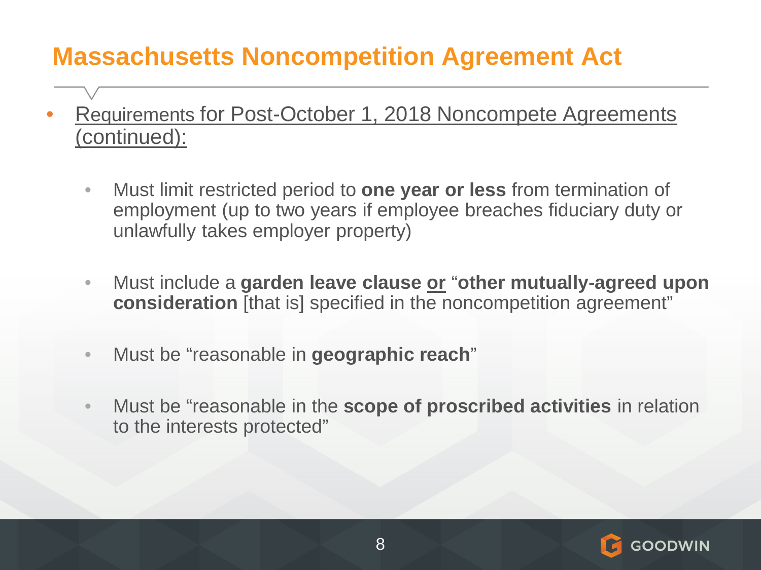# Massachusetts Noncompetition Agreement Act

- Requirements for Post-October 1, 2018 Noncompete Agreements (continued):

  - Must limit restricted period to **one year or less** from termination of employment (up to two years if employee breaches fiduciary duty or unlawfully takes employer property)

  - Must include a **garden leave clause** **or** "**other mutually-agreed upon consideration** [that is] specified in the noncompetition agreement"

  - Must be "reasonable in **geographic reach**"

  - Must be "reasonable in the **scope of proscribed activities** in relation to the interests protected"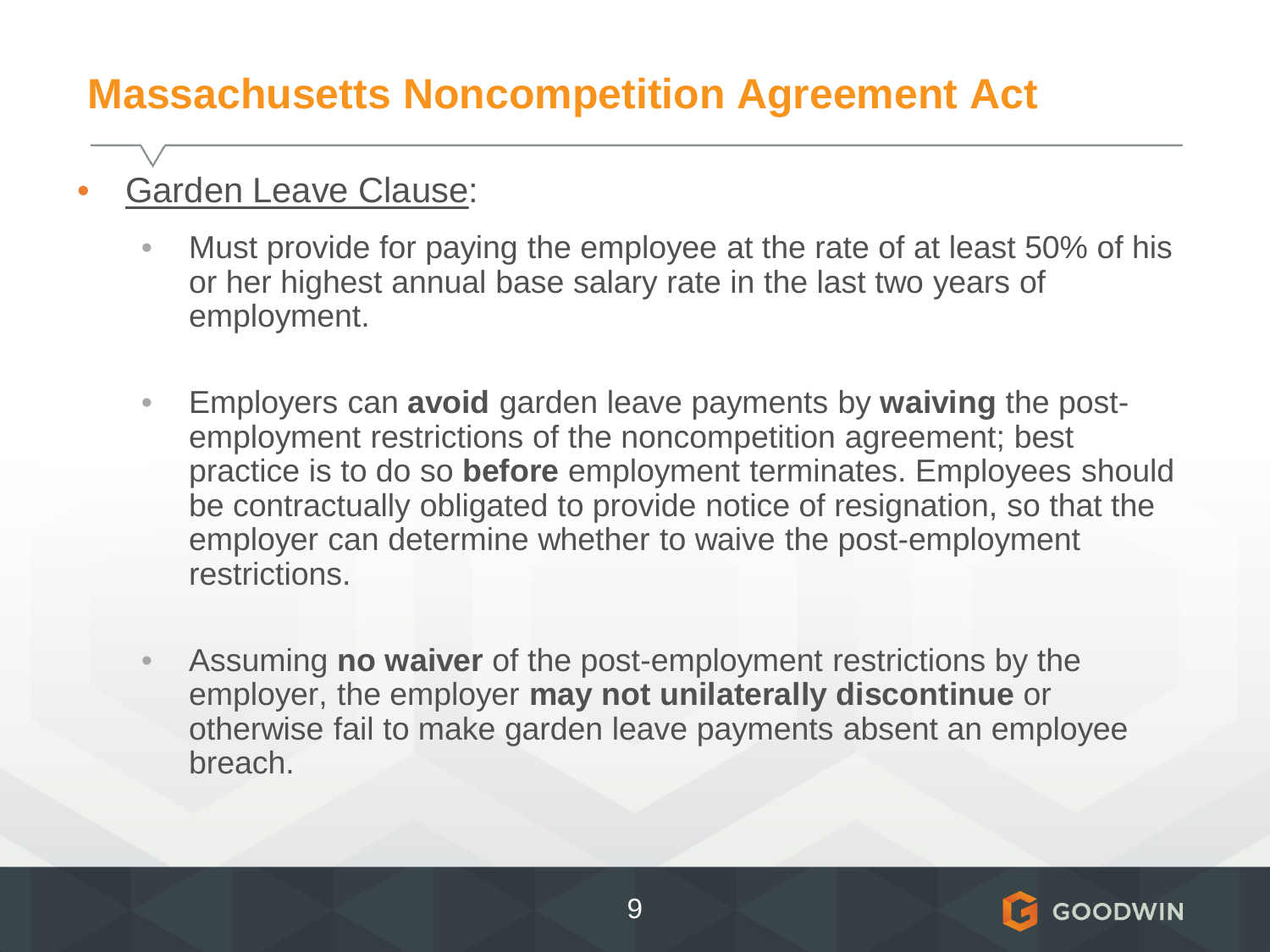# Massachusetts Noncompetition Agreement Act

- Garden Leave Clause:
  - Must provide for paying the employee at the rate of at least 50% of his or her highest annual base salary rate in the last two years of employment.
  - Employers can **avoid** garden leave payments by **waiving** the post-employment restrictions of the noncompetition agreement; best practice is to do so **before** employment terminates. Employees should be contractually obligated to provide notice of resignation, so that the employer can determine whether to waive the post-employment restrictions.
  - Assuming **no waiver** of the post-employment restrictions by the employer, the employer **may not unilaterally discontinue** or otherwise fail to make garden leave payments absent an employee breach.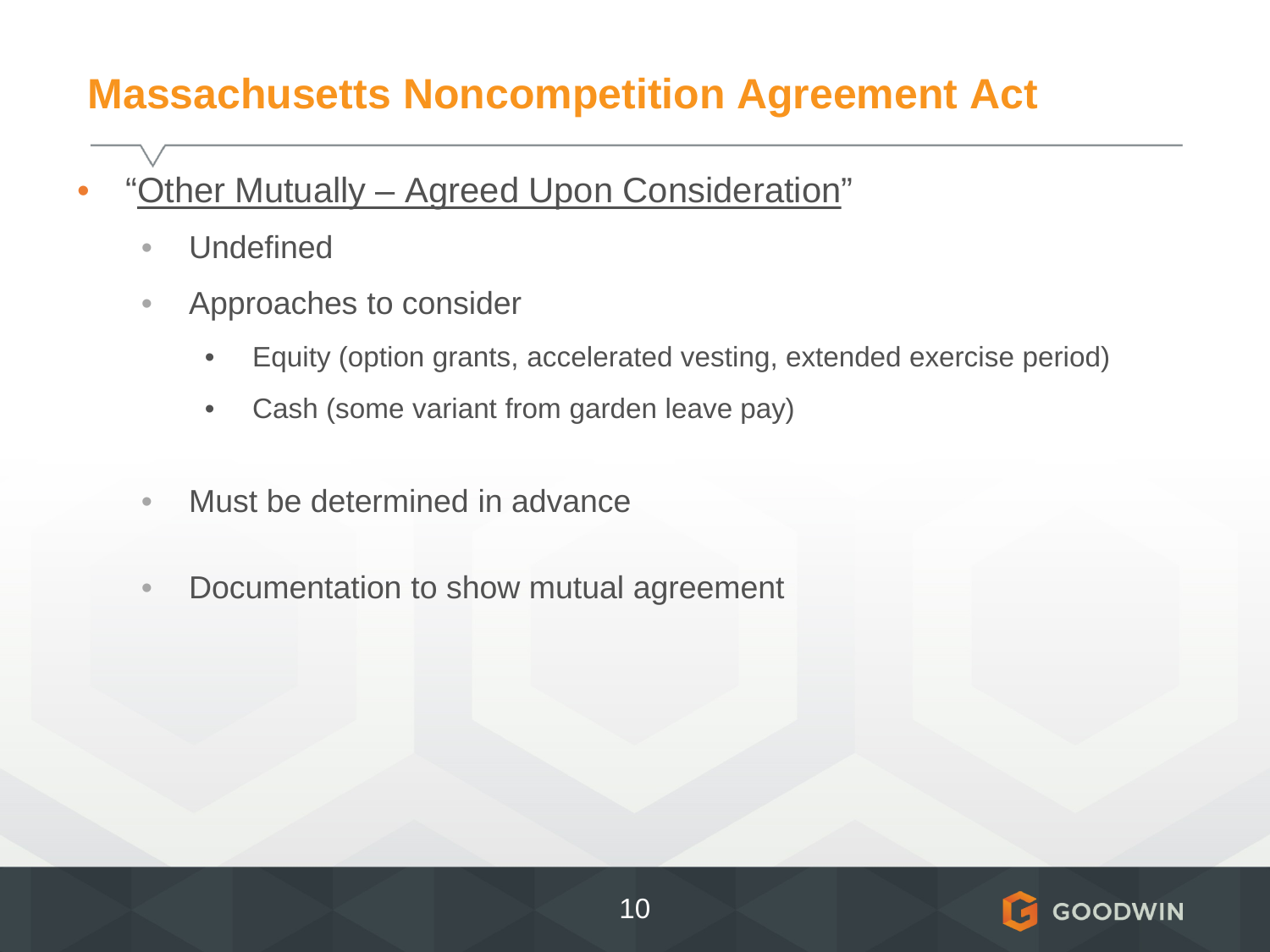# Massachusetts Noncompetition Agreement Act

- "Other Mutually – Agreed Upon Consideration"
  - Undefined
  - Approaches to consider
    - Equity (option grants, accelerated vesting, extended exercise period)
    - Cash (some variant from garden leave pay)
  - Must be determined in advance
  - Documentation to show mutual agreement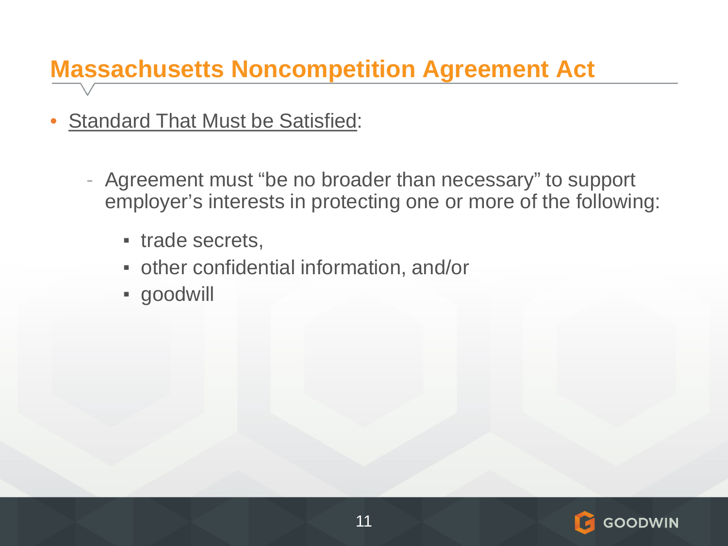# Massachusetts Noncompetition Agreement Act

- Standard That Must be Satisfied:
  - Agreement must "be no broader than necessary" to support employer's interests in protecting one or more of the following:
    - trade secrets,
    - other confidential information, and/or
    - goodwill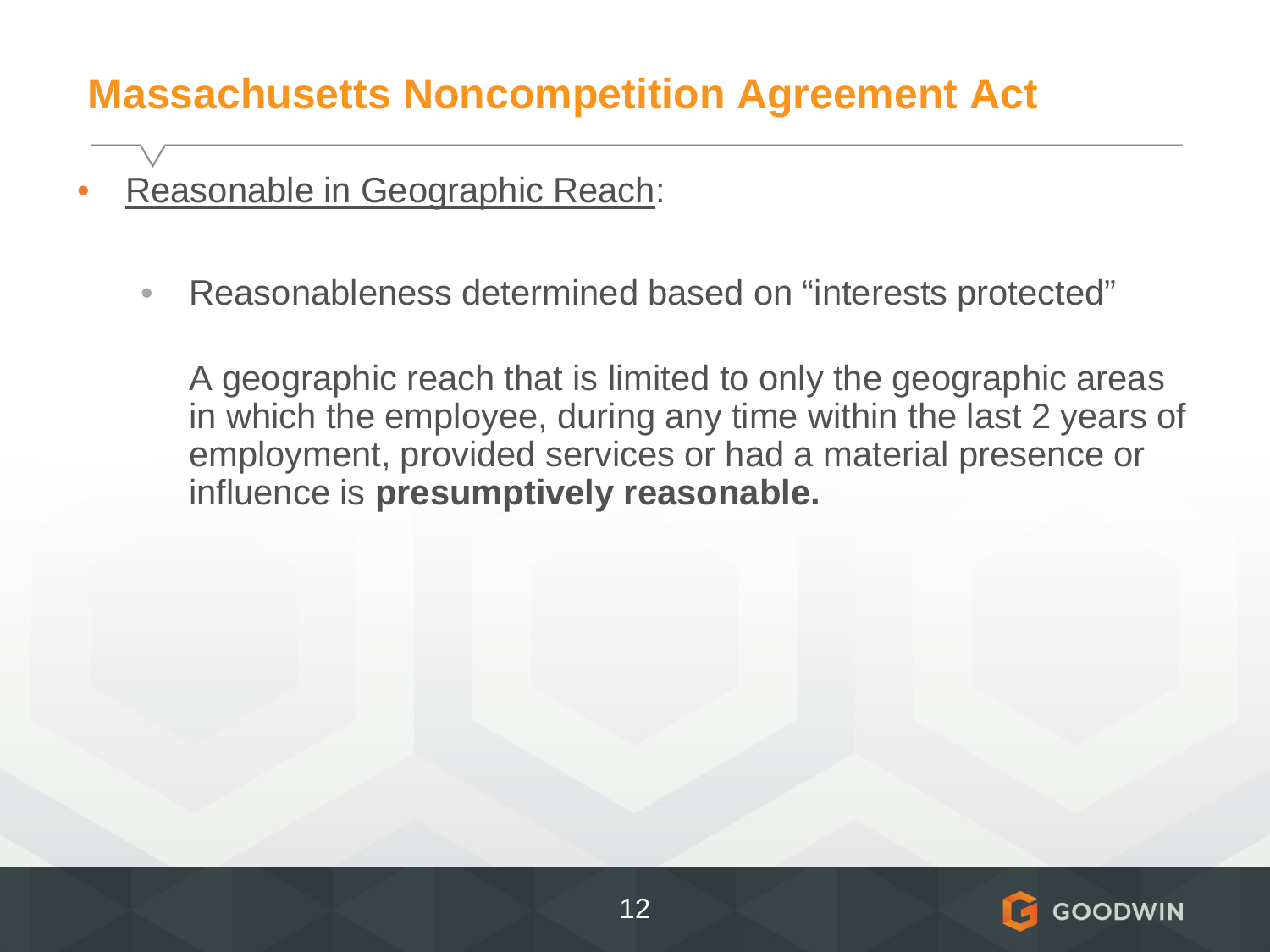# Massachusetts Noncompetition Agreement Act

- Reasonable in Geographic Reach:

  - Reasonableness determined based on "interests protected"

    A geographic reach that is limited to only the geographic areas in which the employee, during any time within the last 2 years of employment, provided services or had a material presence or influence is **presumptively reasonable.**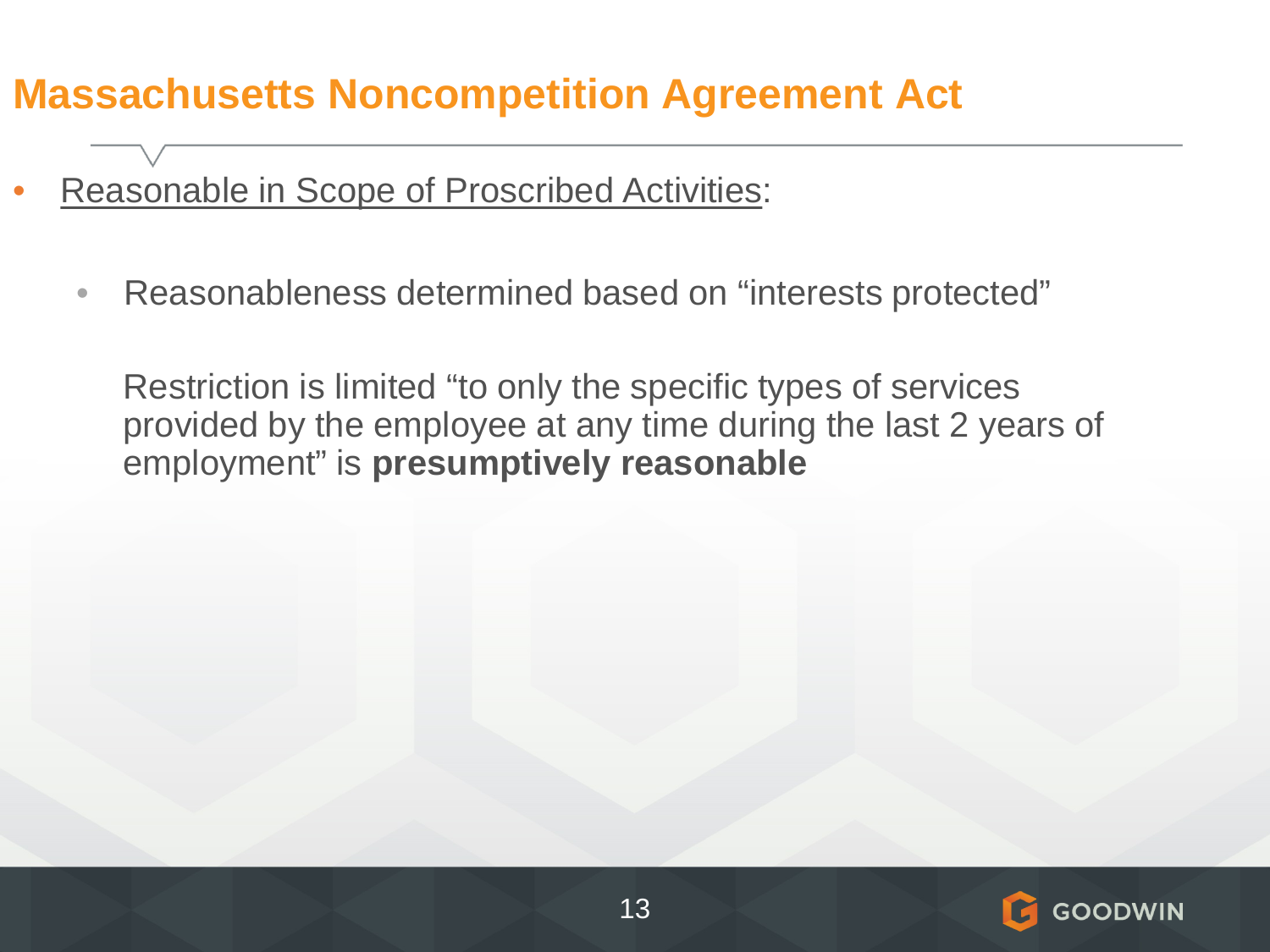# Massachusetts Noncompetition Agreement Act

- Reasonable in Scope of Proscribed Activities:

  - Reasonableness determined based on "interests protected"

    Restriction is limited "to only the specific types of services provided by the employee at any time during the last 2 years of employment" is **presumptively reasonable**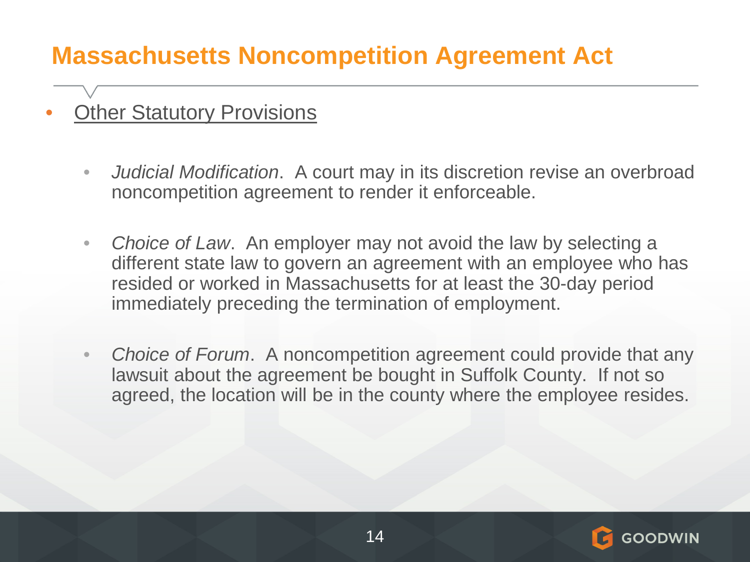# Massachusetts Noncompetition Agreement Act

- Other Statutory Provisions

  - *Judicial Modification*. A court may in its discretion revise an overbroad noncompetition agreement to render it enforceable.

  - *Choice of Law*. An employer may not avoid the law by selecting a different state law to govern an agreement with an employee who has resided or worked in Massachusetts for at least the 30-day period immediately preceding the termination of employment.

  - *Choice of Forum*. A noncompetition agreement could provide that any lawsuit about the agreement be bought in Suffolk County. If not so agreed, the location will be in the county where the employee resides.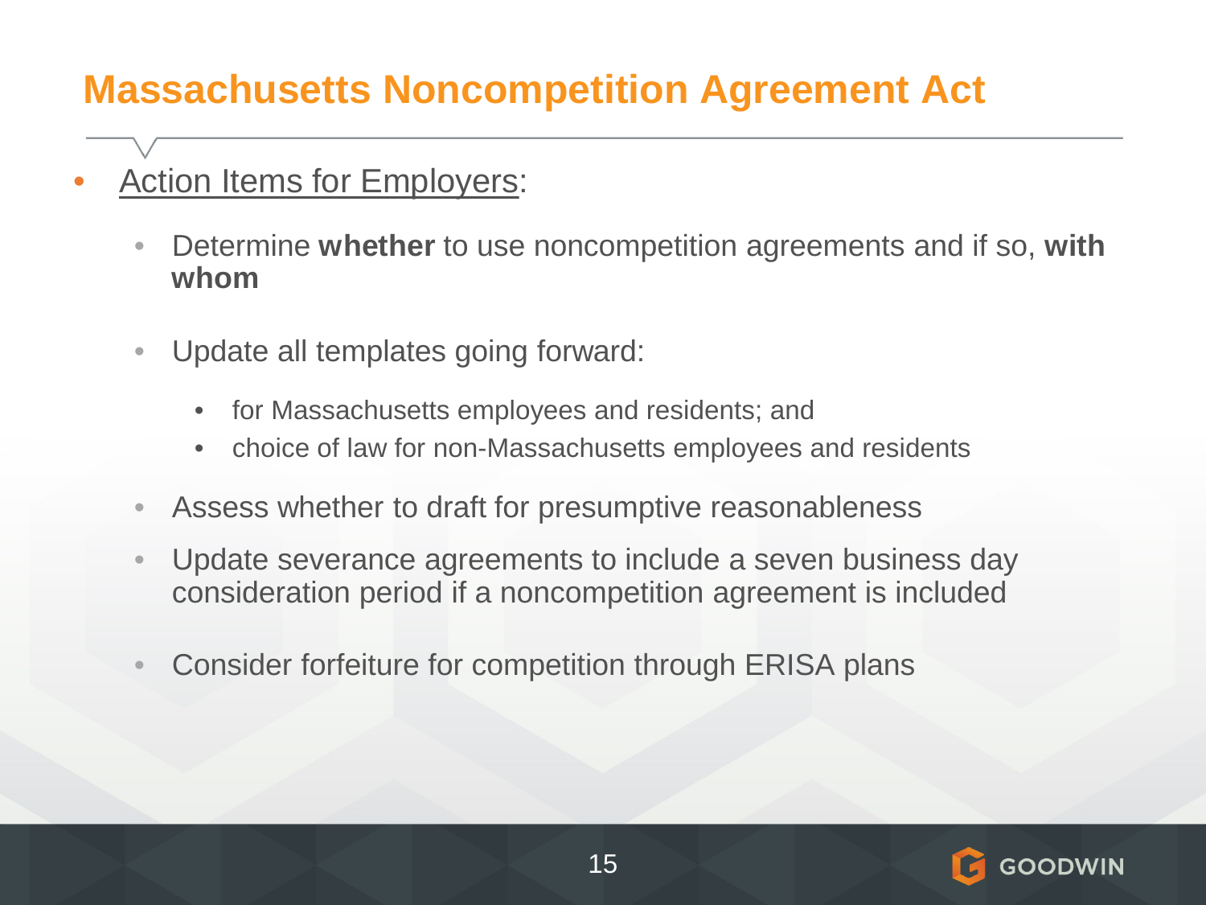# Massachusetts Noncompetition Agreement Act

- Action Items for Employers:
  - Determine **whether** to use noncompetition agreements and if so, **with whom**
  - Update all templates going forward:
    - for Massachusetts employees and residents; and
    - choice of law for non-Massachusetts employees and residents
  - Assess whether to draft for presumptive reasonableness
  - Update severance agreements to include a seven business day consideration period if a noncompetition agreement is included
  - Consider forfeiture for competition through ERISA plans